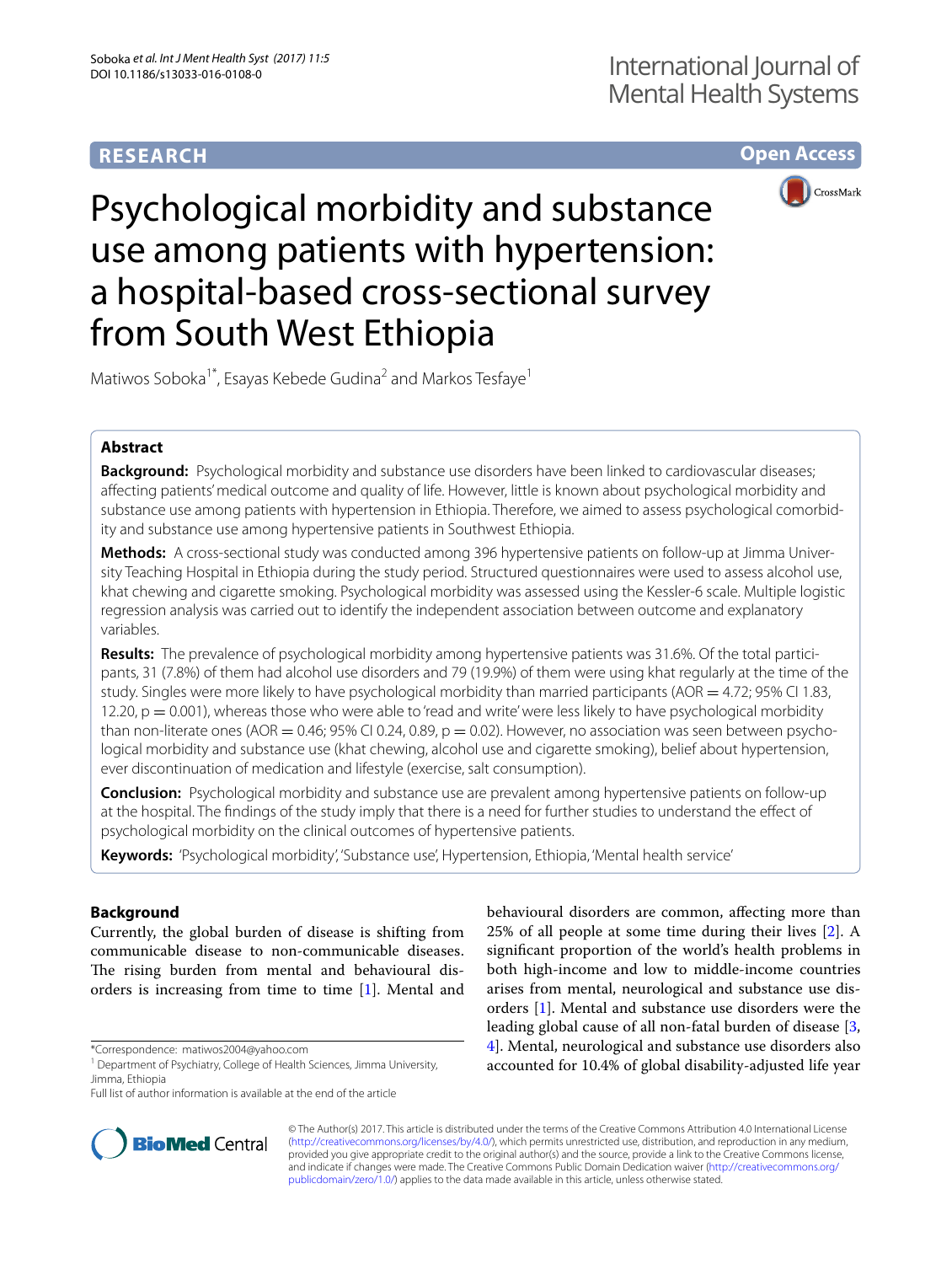RESEARCH

Open Access

# Psychological morbidity and substance use among patients with hypertension: a hospital-based cross-sectional survey from South West Ethiopia

Matiwos Soboka[1*], Esayas Kebede Gudina[2] and Markos Tesfaye[1]

## Abstract

**Background:** Psychological morbidity and substance use disorders have been linked to cardiovascular diseases; affecting patients' medical outcome and quality of life. However, little is known about psychological morbidity and substance use among patients with hypertension in Ethiopia. Therefore, we aimed to assess psychological comorbidity and substance use among hypertensive patients in Southwest Ethiopia.

**Methods:** A cross-sectional study was conducted among 396 hypertensive patients on follow-up at Jimma University Teaching Hospital in Ethiopia during the study period. Structured questionnaires were used to assess alcohol use, khat chewing and cigarette smoking. Psychological morbidity was assessed using the Kessler-6 scale. Multiple logistic regression analysis was carried out to identify the independent association between outcome and explanatory variables.

**Results:** The prevalence of psychological morbidity among hypertensive patients was 31.6%. Of the total participants, 31 (7.8%) of them had alcohol use disorders and 79 (19.9%) of them were using khat regularly at the time of the study. Singles were more likely to have psychological morbidity than married participants (AOR = 4.72; 95% CI 1.83, 12.20, p = 0.001), whereas those who were able to 'read and write' were less likely to have psychological morbidity than non-literate ones (AOR = 0.46; 95% CI 0.24, 0.89, p = 0.02). However, no association was seen between psychological morbidity and substance use (khat chewing, alcohol use and cigarette smoking), belief about hypertension, ever discontinuation of medication and lifestyle (exercise, salt consumption).

**Conclusion:** Psychological morbidity and substance use are prevalent among hypertensive patients on follow-up at the hospital. The findings of the study imply that there is a need for further studies to understand the effect of psychological morbidity on the clinical outcomes of hypertensive patients.

**Keywords:** 'Psychological morbidity', 'Substance use', Hypertension, Ethiopia, 'Mental health service'

## Background

Currently, the global burden of disease is shifting from communicable disease to non-communicable diseases. The rising burden from mental and behavioural disorders is increasing from time to time [1]. Mental and behavioural disorders are common, affecting more than 25% of all people at some time during their lives [2]. A significant proportion of the world's health problems in both high-income and low to middle-income countries arises from mental, neurological and substance use disorders [1]. Mental and substance use disorders were the leading global cause of all non-fatal burden of disease [3, 4]. Mental, neurological and substance use disorders also accounted for 10.4% of global disability-adjusted life year

*Correspondence: matiwos2004@yahoo.com

[1] Department of Psychiatry, College of Health Sciences, Jimma University, Jimma, Ethiopia

Full list of author information is available at the end of the article

© The Author(s) 2017. This article is distributed under the terms of the Creative Commons Attribution 4.0 International License (http://creativecommons.org/licenses/by/4.0/), which permits unrestricted use, distribution, and reproduction in any medium, provided you give appropriate credit to the original author(s) and the source, provide a link to the Creative Commons license, and indicate if changes were made. The Creative Commons Public Domain Dedication waiver (http://creativecommons.org/publicdomain/zero/1.0/) applies to the data made available in this article, unless otherwise stated.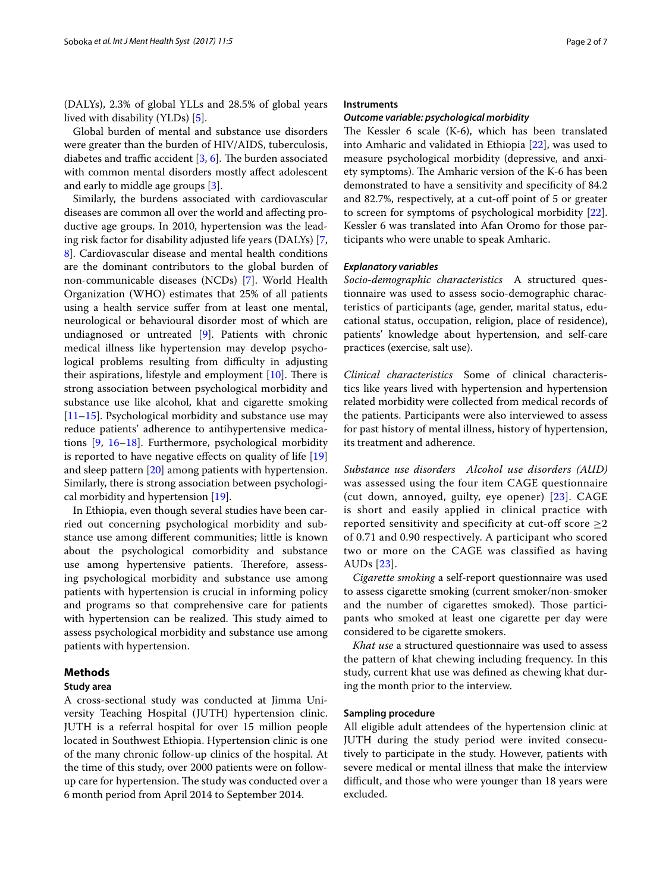(DALYs), 2.3% of global YLLs and 28.5% of global years lived with disability (YLDs) [5].

Global burden of mental and substance use disorders were greater than the burden of HIV/AIDS, tuberculosis, diabetes and traffic accident [3, 6]. The burden associated with common mental disorders mostly affect adolescent and early to middle age groups [3].

Similarly, the burdens associated with cardiovascular diseases are common all over the world and affecting productive age groups. In 2010, hypertension was the leading risk factor for disability adjusted life years (DALYs) [7, 8]. Cardiovascular disease and mental health conditions are the dominant contributors to the global burden of non-communicable diseases (NCDs) [7]. World Health Organization (WHO) estimates that 25% of all patients using a health service suffer from at least one mental, neurological or behavioural disorder most of which are undiagnosed or untreated [9]. Patients with chronic medical illness like hypertension may develop psychological problems resulting from difficulty in adjusting their aspirations, lifestyle and employment [10]. There is strong association between psychological morbidity and substance use like alcohol, khat and cigarette smoking [11–15]. Psychological morbidity and substance use may reduce patients' adherence to antihypertensive medications [9, 16–18]. Furthermore, psychological morbidity is reported to have negative effects on quality of life [19] and sleep pattern [20] among patients with hypertension. Similarly, there is strong association between psychological morbidity and hypertension [19].

In Ethiopia, even though several studies have been carried out concerning psychological morbidity and substance use among different communities; little is known about the psychological comorbidity and substance use among hypertensive patients. Therefore, assessing psychological morbidity and substance use among patients with hypertension is crucial in informing policy and programs so that comprehensive care for patients with hypertension can be realized. This study aimed to assess psychological morbidity and substance use among patients with hypertension.

## Methods

### Study area

A cross-sectional study was conducted at Jimma University Teaching Hospital (JUTH) hypertension clinic. JUTH is a referral hospital for over 15 million people located in Southwest Ethiopia. Hypertension clinic is one of the many chronic follow-up clinics of the hospital. At the time of this study, over 2000 patients were on follow-up care for hypertension. The study was conducted over a 6 month period from April 2014 to September 2014.

### Instruments

#### *Outcome variable: psychological morbidity*

The Kessler 6 scale (K-6), which has been translated into Amharic and validated in Ethiopia [22], was used to measure psychological morbidity (depressive, and anxiety symptoms). The Amharic version of the K-6 has been demonstrated to have a sensitivity and specificity of 84.2 and 82.7%, respectively, at a cut-off point of 5 or greater to screen for symptoms of psychological morbidity [22]. Kessler 6 was translated into Afan Oromo for those participants who were unable to speak Amharic.

#### *Explanatory variables*

*Socio-demographic characteristics* A structured questionnaire was used to assess socio-demographic characteristics of participants (age, gender, marital status, educational status, occupation, religion, place of residence), patients' knowledge about hypertension, and self-care practices (exercise, salt use).

*Clinical characteristics* Some of clinical characteristics like years lived with hypertension and hypertension related morbidity were collected from medical records of the patients. Participants were also interviewed to assess for past history of mental illness, history of hypertension, its treatment and adherence.

*Substance use disorders* *Alcohol use disorders (AUD)* was assessed using the four item CAGE questionnaire (cut down, annoyed, guilty, eye opener) [23]. CAGE is short and easily applied in clinical practice with reported sensitivity and specificity at cut-off score $\geq 2$ of 0.71 and 0.90 respectively. A participant who scored two or more on the CAGE was classified as having AUDs [23].

*Cigarette smoking* a self-report questionnaire was used to assess cigarette smoking (current smoker/non-smoker and the number of cigarettes smoked). Those participants who smoked at least one cigarette per day were considered to be cigarette smokers.

*Khat use* a structured questionnaire was used to assess the pattern of khat chewing including frequency. In this study, current khat use was defined as chewing khat during the month prior to the interview.

### Sampling procedure

All eligible adult attendees of the hypertension clinic at JUTH during the study period were invited consecutively to participate in the study. However, patients with severe medical or mental illness that make the interview difficult, and those who were younger than 18 years were excluded.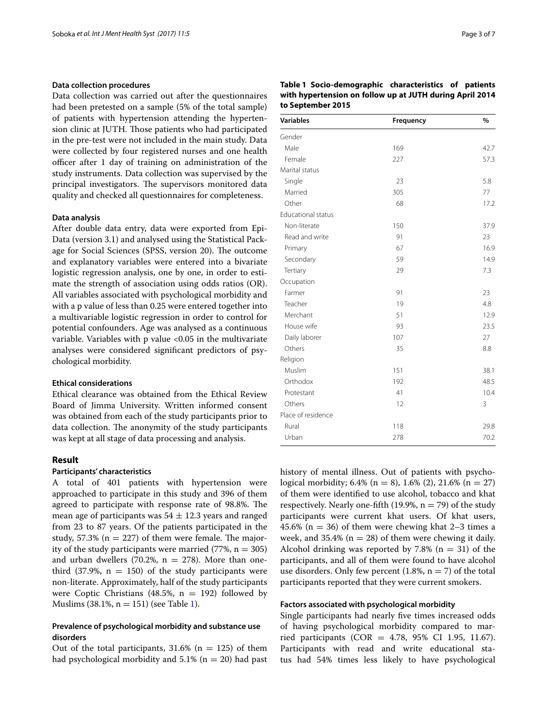### Data collection procedures

Data collection was carried out after the questionnaires had been pretested on a sample (5% of the total sample) of patients with hypertension attending the hypertension clinic at JUTH. Those patients who had participated in the pre-test were not included in the main study. Data were collected by four registered nurses and one health officer after 1 day of training on administration of the study instruments. Data collection was supervised by the principal investigators. The supervisors monitored data quality and checked all questionnaires for completeness.

### Data analysis

After double data entry, data were exported from Epi-Data (version 3.1) and analysed using the Statistical Package for Social Sciences (SPSS, version 20). The outcome and explanatory variables were entered into a bivariate logistic regression analysis, one by one, in order to estimate the strength of association using odds ratios (OR). All variables associated with psychological morbidity and with a p value of less than 0.25 were entered together into a multivariable logistic regression in order to control for potential confounders. Age was analysed as a continuous variable. Variables with p value <0.05 in the multivariate analyses were considered significant predictors of psychological morbidity.

### Ethical considerations

Ethical clearance was obtained from the Ethical Review Board of Jimma University. Written informed consent was obtained from each of the study participants prior to data collection. The anonymity of the study participants was kept at all stage of data processing and analysis.

## Result

### Participants' characteristics

A total of 401 patients with hypertension were approached to participate in this study and 396 of them agreed to participate with response rate of 98.8%. The mean age of participants was $54 \pm 12.3$ years and ranged from 23 to 87 years. Of the patients participated in the study, 57.3% (n = 227) of them were female. The majority of the study participants were married (77%, n = 305) and urban dwellers (70.2%, n = 278). More than one-third (37.9%, n = 150) of the study participants were non-literate. Approximately, half of the study participants were Coptic Christians (48.5%, n = 192) followed by Muslims (38.1%, n = 151) (see Table 1).

**Table 1 Socio-demographic characteristics of patients with hypertension on follow up at JUTH during April 2014 to September 2015**

| Variables | Frequency | % |
|---|---|---|
| Gender | | |
| Male | 169 | 42.7 |
| Female | 227 | 57.3 |
| Marital status | | |
| Single | 23 | 5.8 |
| Married | 305 | 77 |
| Other | 68 | 17.2 |
| Educational status | | |
| Non-literate | 150 | 37.9 |
| Read and write | 91 | 23 |
| Primary | 67 | 16.9 |
| Secondary | 59 | 14.9 |
| Tertiary | 29 | 7.3 |
| Occupation | | |
| Farmer | 91 | 23 |
| Teacher | 19 | 4.8 |
| Merchant | 51 | 12.9 |
| House wife | 93 | 23.5 |
| Daily laborer | 107 | 27 |
| Others | 35 | 8.8 |
| Religion | | |
| Muslim | 151 | 38.1 |
| Orthodox | 192 | 48.5 |
| Protestant | 41 | 10.4 |
| Others | 12 | 3 |
| Place of residence | | |
| Rural | 118 | 29.8 |
| Urban | 278 | 70.2 |

### Prevalence of psychological morbidity and substance use disorders

Out of the total participants, 31.6% (n = 125) of them had psychological morbidity and 5.1% (n = 20) had past history of mental illness. Out of patients with psychological morbidity; 6.4% (n = 8), 1.6% (2), 21.6% (n = 27) of them were identified to use alcohol, tobacco and khat respectively. Nearly one-fifth (19.9%, n = 79) of the study participants were current khat users. Of khat users, 45.6% (n = 36) of them were chewing khat 2–3 times a week, and 35.4% (n = 28) of them were chewing it daily. Alcohol drinking was reported by 7.8% (n = 31) of the participants, and all of them were found to have alcohol use disorders. Only few percent (1.8%, n = 7) of the total participants reported that they were current smokers.

### Factors associated with psychological morbidity

Single participants had nearly five times increased odds of having psychological morbidity compared to married participants (COR = 4.78, 95% CI 1.95, 11.67). Participants with read and write educational status had 54% times less likely to have psychological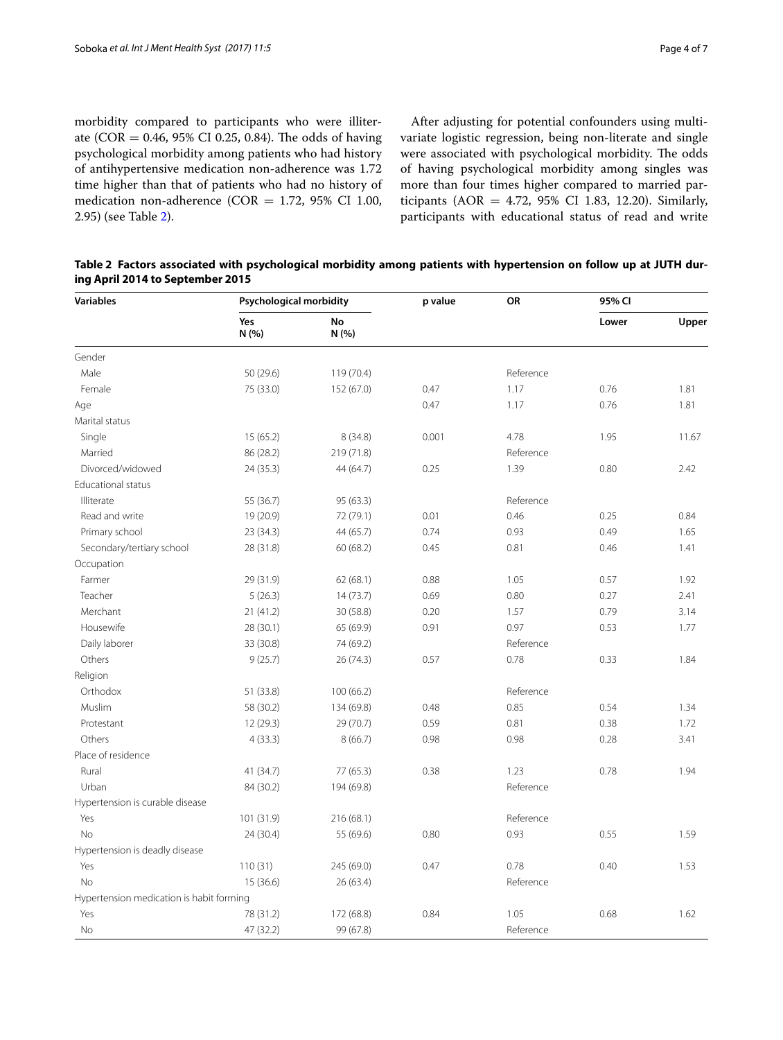morbidity compared to participants who were illiterate (COR = 0.46, 95% CI 0.25, 0.84). The odds of having psychological morbidity among patients who had history of antihypertensive medication non-adherence was 1.72 time higher than that of patients who had no history of medication non-adherence (COR = 1.72, 95% CI 1.00, 2.95) (see Table 2).

After adjusting for potential confounders using multivariate logistic regression, being non-literate and single were associated with psychological morbidity. The odds of having psychological morbidity among singles was more than four times higher compared to married participants (AOR = 4.72, 95% CI 1.83, 12.20). Similarly, participants with educational status of read and write

**Table 2 Factors associated with psychological morbidity among patients with hypertension on follow up at JUTH during April 2014 to September 2015**

| Variables | Psychological morbidity | | p value | OR | 95% CI | |
|---|---|---|---|---|---|---|
| | Yes N (%) | No N (%) | | | Lower | Upper |
| Gender | | | | | | |
| Male | 50 (29.6) | 119 (70.4) | | Reference | | |
| Female | 75 (33.0) | 152 (67.0) | 0.47 | 1.17 | 0.76 | 1.81 |
| Age | | | 0.47 | 1.17 | 0.76 | 1.81 |
| Marital status | | | | | | |
| Single | 15 (65.2) | 8 (34.8) | 0.001 | 4.78 | 1.95 | 11.67 |
| Married | 86 (28.2) | 219 (71.8) | | Reference | | |
| Divorced/widowed | 24 (35.3) | 44 (64.7) | 0.25 | 1.39 | 0.80 | 2.42 |
| Educational status | | | | | | |
| Illiterate | 55 (36.7) | 95 (63.3) | | Reference | | |
| Read and write | 19 (20.9) | 72 (79.1) | 0.01 | 0.46 | 0.25 | 0.84 |
| Primary school | 23 (34.3) | 44 (65.7) | 0.74 | 0.93 | 0.49 | 1.65 |
| Secondary/tertiary school | 28 (31.8) | 60 (68.2) | 0.45 | 0.81 | 0.46 | 1.41 |
| Occupation | | | | | | |
| Farmer | 29 (31.9) | 62 (68.1) | 0.88 | 1.05 | 0.57 | 1.92 |
| Teacher | 5 (26.3) | 14 (73.7) | 0.69 | 0.80 | 0.27 | 2.41 |
| Merchant | 21 (41.2) | 30 (58.8) | 0.20 | 1.57 | 0.79 | 3.14 |
| Housewife | 28 (30.1) | 65 (69.9) | 0.91 | 0.97 | 0.53 | 1.77 |
| Daily laborer | 33 (30.8) | 74 (69.2) | | Reference | | |
| Others | 9 (25.7) | 26 (74.3) | 0.57 | 0.78 | 0.33 | 1.84 |
| Religion | | | | | | |
| Orthodox | 51 (33.8) | 100 (66.2) | | Reference | | |
| Muslim | 58 (30.2) | 134 (69.8) | 0.48 | 0.85 | 0.54 | 1.34 |
| Protestant | 12 (29.3) | 29 (70.7) | 0.59 | 0.81 | 0.38 | 1.72 |
| Others | 4 (33.3) | 8 (66.7) | 0.98 | 0.98 | 0.28 | 3.41 |
| Place of residence | | | | | | |
| Rural | 41 (34.7) | 77 (65.3) | 0.38 | 1.23 | 0.78 | 1.94 |
| Urban | 84 (30.2) | 194 (69.8) | | Reference | | |
| Hypertension is curable disease | | | | | | |
| Yes | 101 (31.9) | 216 (68.1) | | Reference | | |
| No | 24 (30.4) | 55 (69.6) | 0.80 | 0.93 | 0.55 | 1.59 |
| Hypertension is deadly disease | | | | | | |
| Yes | 110 (31) | 245 (69.0) | 0.47 | 0.78 | 0.40 | 1.53 |
| No | 15 (36.6) | 26 (63.4) | | Reference | | |
| Hypertension medication is habit forming | | | | | | |
| Yes | 78 (31.2) | 172 (68.8) | 0.84 | 1.05 | 0.68 | 1.62 |
| No | 47 (32.2) | 99 (67.8) | | Reference | | |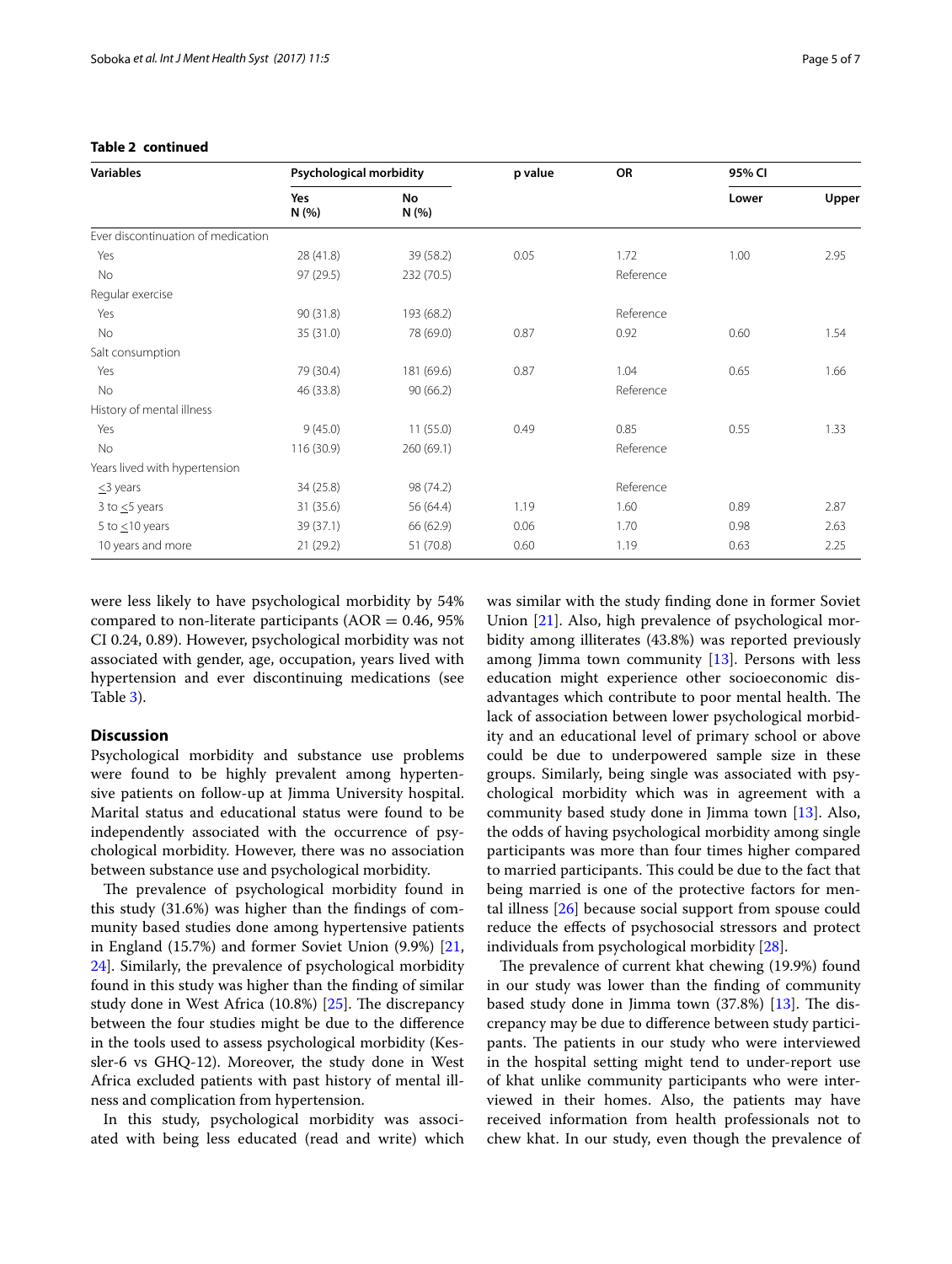**Table 2 continued**

| Variables | Psychological morbidity | | p value | OR | 95% CI | |
|---|---|---|---|---|---|---|
| | Yes N (%) | No N (%) | | | Lower | Upper |
| Ever discontinuation of medication | | | | | | |
| Yes | 28 (41.8) | 39 (58.2) | 0.05 | 1.72 | 1.00 | 2.95 |
| No | 97 (29.5) | 232 (70.5) | | Reference | | |
| Regular exercise | | | | | | |
| Yes | 90 (31.8) | 193 (68.2) | | Reference | | |
| No | 35 (31.0) | 78 (69.0) | 0.87 | 0.92 | 0.60 | 1.54 |
| Salt consumption | | | | | | |
| Yes | 79 (30.4) | 181 (69.6) | 0.87 | 1.04 | 0.65 | 1.66 |
| No | 46 (33.8) | 90 (66.2) | | Reference | | |
| History of mental illness | | | | | | |
| Yes | 9 (45.0) | 11 (55.0) | 0.49 | 0.85 | 0.55 | 1.33 |
| No | 116 (30.9) | 260 (69.1) | | Reference | | |
| Years lived with hypertension | | | | | | |
| ≤3 years | 34 (25.8) | 98 (74.2) | | Reference | | |
| 3 to ≤5 years | 31 (35.6) | 56 (64.4) | 1.19 | 1.60 | 0.89 | 2.87 |
| 5 to ≤10 years | 39 (37.1) | 66 (62.9) | 0.06 | 1.70 | 0.98 | 2.63 |
| 10 years and more | 21 (29.2) | 51 (70.8) | 0.60 | 1.19 | 0.63 | 2.25 |

were less likely to have psychological morbidity by 54% compared to non-literate participants (AOR = 0.46, 95% CI 0.24, 0.89). However, psychological morbidity was not associated with gender, age, occupation, years lived with hypertension and ever discontinuing medications (see Table 3).

## Discussion

Psychological morbidity and substance use problems were found to be highly prevalent among hypertensive patients on follow-up at Jimma University hospital. Marital status and educational status were found to be independently associated with the occurrence of psychological morbidity. However, there was no association between substance use and psychological morbidity.

The prevalence of psychological morbidity found in this study (31.6%) was higher than the findings of community based studies done among hypertensive patients in England (15.7%) and former Soviet Union (9.9%) [21, 24]. Similarly, the prevalence of psychological morbidity found in this study was higher than the finding of similar study done in West Africa (10.8%) [25]. The discrepancy between the four studies might be due to the difference in the tools used to assess psychological morbidity (Kessler-6 vs GHQ-12). Moreover, the study done in West Africa excluded patients with past history of mental illness and complication from hypertension.

In this study, psychological morbidity was associated with being less educated (read and write) which was similar with the study finding done in former Soviet Union [21]. Also, high prevalence of psychological morbidity among illiterates (43.8%) was reported previously among Jimma town community [13]. Persons with less education might experience other socioeconomic disadvantages which contribute to poor mental health. The lack of association between lower psychological morbidity and an educational level of primary school or above could be due to underpowered sample size in these groups. Similarly, being single was associated with psychological morbidity which was in agreement with a community based study done in Jimma town [13]. Also, the odds of having psychological morbidity among single participants was more than four times higher compared to married participants. This could be due to the fact that being married is one of the protective factors for mental illness [26] because social support from spouse could reduce the effects of psychosocial stressors and protect individuals from psychological morbidity [28].

The prevalence of current khat chewing (19.9%) found in our study was lower than the finding of community based study done in Jimma town (37.8%) [13]. The discrepancy may be due to difference between study participants. The patients in our study who were interviewed in the hospital setting might tend to under-report use of khat unlike community participants who were interviewed in their homes. Also, the patients may have received information from health professionals not to chew khat. In our study, even though the prevalence of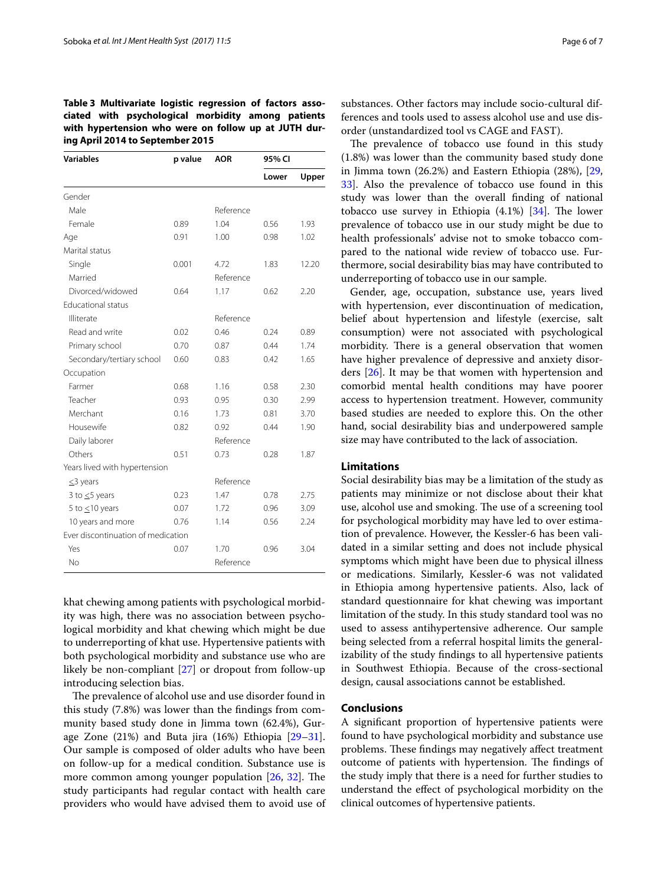**Table 3 Multivariate logistic regression of factors associated with psychological morbidity among patients with hypertension who were on follow up at JUTH during April 2014 to September 2015**

| Variables | p value | AOR | 95% CI | |
|---|---|---|---|---|
| | | | Lower | Upper |
| Gender | | | | |
| Male | | Reference | | |
| Female | 0.89 | 1.04 | 0.56 | 1.93 |
| Age | 0.91 | 1.00 | 0.98 | 1.02 |
| Marital status | | | | |
| Single | 0.001 | 4.72 | 1.83 | 12.20 |
| Married | | Reference | | |
| Divorced/widowed | 0.64 | 1.17 | 0.62 | 2.20 |
| Educational status | | | | |
| Illiterate | | Reference | | |
| Read and write | 0.02 | 0.46 | 0.24 | 0.89 |
| Primary school | 0.70 | 0.87 | 0.44 | 1.74 |
| Secondary/tertiary school | 0.60 | 0.83 | 0.42 | 1.65 |
| Occupation | | | | |
| Farmer | 0.68 | 1.16 | 0.58 | 2.30 |
| Teacher | 0.93 | 0.95 | 0.30 | 2.99 |
| Merchant | 0.16 | 1.73 | 0.81 | 3.70 |
| Housewife | 0.82 | 0.92 | 0.44 | 1.90 |
| Daily laborer | | Reference | | |
| Others | 0.51 | 0.73 | 0.28 | 1.87 |
| Years lived with hypertension | | | | |
| ≤3 years | | Reference | | |
| 3 to ≤5 years | 0.23 | 1.47 | 0.78 | 2.75 |
| 5 to ≤10 years | 0.07 | 1.72 | 0.96 | 3.09 |
| 10 years and more | 0.76 | 1.14 | 0.56 | 2.24 |
| Ever discontinuation of medication | | | | |
| Yes | 0.07 | 1.70 | 0.96 | 3.04 |
| No | | Reference | | |

khat chewing among patients with psychological morbidity was high, there was no association between psychological morbidity and khat chewing which might be due to underreporting of khat use. Hypertensive patients with both psychological morbidity and substance use who are likely be non-compliant [27] or dropout from follow-up introducing selection bias.

The prevalence of alcohol use and use disorder found in this study (7.8%) was lower than the findings from community based study done in Jimma town (62.4%), Gurage Zone (21%) and Buta jira (16%) Ethiopia [29–31]. Our sample is composed of older adults who have been on follow-up for a medical condition. Substance use is more common among younger population [26, 32]. The study participants had regular contact with health care providers who would have advised them to avoid use of substances. Other factors may include socio-cultural differences and tools used to assess alcohol use and use disorder (unstandardized tool vs CAGE and FAST).

The prevalence of tobacco use found in this study (1.8%) was lower than the community based study done in Jimma town (26.2%) and Eastern Ethiopia (28%), [29, 33]. Also the prevalence of tobacco use found in this study was lower than the overall finding of national tobacco use survey in Ethiopia (4.1%) [34]. The lower prevalence of tobacco use in our study might be due to health professionals' advise not to smoke tobacco compared to the national wide review of tobacco use. Furthermore, social desirability bias may have contributed to underreporting of tobacco use in our sample.

Gender, age, occupation, substance use, years lived with hypertension, ever discontinuation of medication, belief about hypertension and lifestyle (exercise, salt consumption) were not associated with psychological morbidity. There is a general observation that women have higher prevalence of depressive and anxiety disorders [26]. It may be that women with hypertension and comorbid mental health conditions may have poorer access to hypertension treatment. However, community based studies are needed to explore this. On the other hand, social desirability bias and underpowered sample size may have contributed to the lack of association.

## Limitations

Social desirability bias may be a limitation of the study as patients may minimize or not disclose about their khat use, alcohol use and smoking. The use of a screening tool for psychological morbidity may have led to over estimation of prevalence. However, the Kessler-6 has been validated in a similar setting and does not include physical symptoms which might have been due to physical illness or medications. Similarly, Kessler-6 was not validated in Ethiopia among hypertensive patients. Also, lack of standard questionnaire for khat chewing was important limitation of the study. In this study standard tool was no used to assess antihypertensive adherence. Our sample being selected from a referral hospital limits the generalizability of the study findings to all hypertensive patients in Southwest Ethiopia. Because of the cross-sectional design, causal associations cannot be established.

## Conclusions

A significant proportion of hypertensive patients were found to have psychological morbidity and substance use problems. These findings may negatively affect treatment outcome of patients with hypertension. The findings of the study imply that there is a need for further studies to understand the effect of psychological morbidity on the clinical outcomes of hypertensive patients.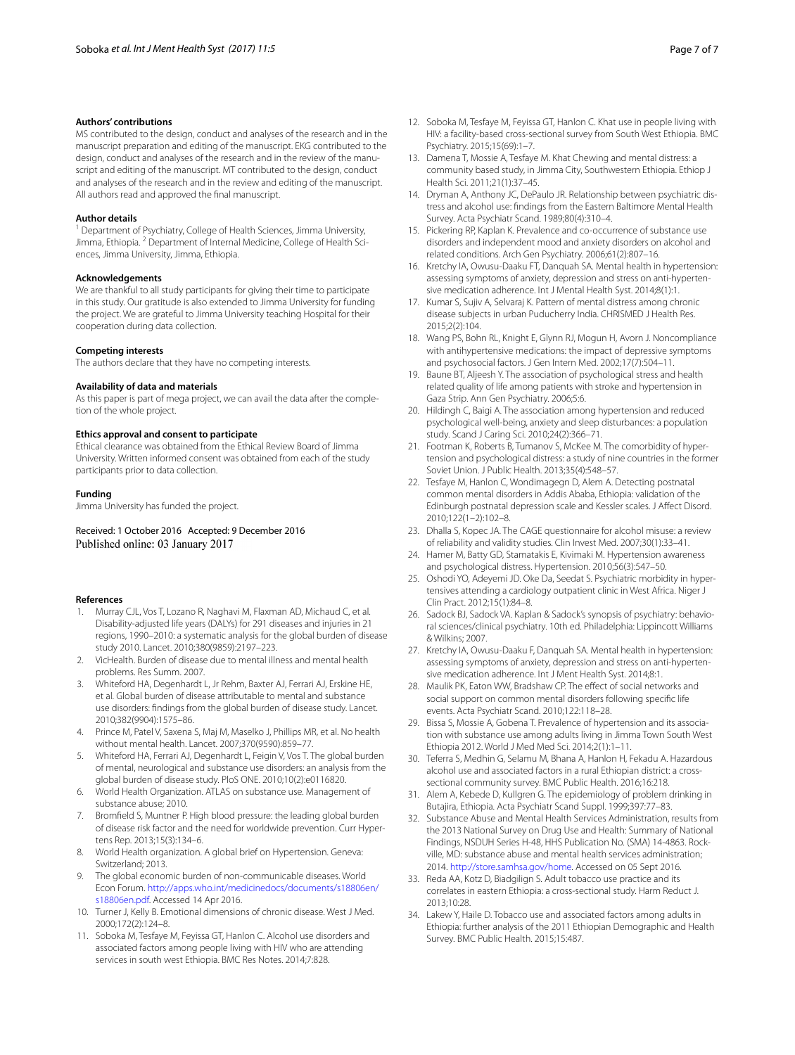### Authors' contributions

MS contributed to the design, conduct and analyses of the research and in the manuscript preparation and editing of the manuscript. EKG contributed to the design, conduct and analyses of the research and in the review of the manuscript and editing of the manuscript. MT contributed to the design, conduct and analyses of the research and in the review and editing of the manuscript. All authors read and approved the final manuscript.

### Author details

[1] Department of Psychiatry, College of Health Sciences, Jimma University, Jimma, Ethiopia. [2] Department of Internal Medicine, College of Health Sciences, Jimma University, Jimma, Ethiopia.

### Acknowledgements

We are thankful to all study participants for giving their time to participate in this study. Our gratitude is also extended to Jimma University for funding the project. We are grateful to Jimma University teaching Hospital for their cooperation during data collection.

### Competing interests

The authors declare that they have no competing interests.

### Availability of data and materials

As this paper is part of mega project, we can avail the data after the completion of the whole project.

### Ethics approval and consent to participate

Ethical clearance was obtained from the Ethical Review Board of Jimma University. Written informed consent was obtained from each of the study participants prior to data collection.

### Funding

Jimma University has funded the project.

Received: 1 October 2016 Accepted: 9 December 2016
Published online: 03 January 2017

### References

1. Murray CJL, Vos T, Lozano R, Naghavi M, Flaxman AD, Michaud C, et al. Disability-adjusted life years (DALYs) for 291 diseases and injuries in 21 regions, 1990–2010: a systematic analysis for the global burden of disease study 2010. Lancet. 2010;380(9859):2197–223.
2. VicHealth. Burden of disease due to mental illness and mental health problems. Res Summ. 2007.
3. Whiteford HA, Degenhardt L, Jr Rehm, Baxter AJ, Ferrari AJ, Erskine HE, et al. Global burden of disease attributable to mental and substance use disorders: findings from the global burden of disease study. Lancet. 2010;382(9904):1575–86.
4. Prince M, Patel V, Saxena S, Maj M, Maselko J, Phillips MR, et al. No health without mental health. Lancet. 2007;370(9590):859–77.
5. Whiteford HA, Ferrari AJ, Degenhardt L, Feigin V, Vos T. The global burden of mental, neurological and substance use disorders: an analysis from the global burden of disease study. PloS ONE. 2010;10(2):e0116820.
6. World Health Organization. ATLAS on substance use. Management of substance abuse; 2010.
7. Bromfield S, Muntner P. High blood pressure: the leading global burden of disease risk factor and the need for worldwide prevention. Curr Hypertens Rep. 2013;15(3):134–6.
8. World Health organization. A global brief on Hypertension. Geneva: Switzerland; 2013.
9. The global economic burden of non-communicable diseases. World Econ Forum. http://apps.who.int/medicinedocs/documents/s18806en/s18806en.pdf. Accessed 14 Apr 2016.
10. Turner J, Kelly B. Emotional dimensions of chronic disease. West J Med. 2000;172(2):124–8.
11. Soboka M, Tesfaye M, Feyissa GT, Hanlon C. Alcohol use disorders and associated factors among people living with HIV who are attending services in south west Ethiopia. BMC Res Notes. 2014;7:828.
12. Soboka M, Tesfaye M, Feyissa GT, Hanlon C. Khat use in people living with HIV: a facility-based cross-sectional survey from South West Ethiopia. BMC Psychiatry. 2015;15(69):1–7.
13. Damena T, Mossie A, Tesfaye M. Khat Chewing and mental distress: a community based study, in Jimma City, Southwestern Ethiopia. Ethiop J Health Sci. 2011;21(1):37–45.
14. Dryman A, Anthony JC, DePaulo JR. Relationship between psychiatric distress and alcohol use: findings from the Eastern Baltimore Mental Health Survey. Acta Psychiatr Scand. 1989;80(4):310–4.
15. Pickering RP, Kaplan K. Prevalence and co-occurrence of substance use disorders and independent mood and anxiety disorders on alcohol and related conditions. Arch Gen Psychiatry. 2006;61(2):807–16.
16. Kretchy IA, Owusu-Daaku FT, Danquah SA. Mental health in hypertension: assessing symptoms of anxiety, depression and stress on anti-hypertensive medication adherence. Int J Mental Health Syst. 2014;8(1):1.
17. Kumar S, Sujiv A, Selvaraj K. Pattern of mental distress among chronic disease subjects in urban Puducherry India. CHRISMED J Health Res. 2015;2(2):104.
18. Wang PS, Bohn RL, Knight E, Glynn RJ, Mogun H, Avorn J. Noncompliance with antihypertensive medications: the impact of depressive symptoms and psychosocial factors. J Gen Intern Med. 2002;17(7):504–11.
19. Baune BT, Aljeesh Y. The association of psychological stress and health related quality of life among patients with stroke and hypertension in Gaza Strip. Ann Gen Psychiatry. 2006;5:6.
20. Hildingh C, Baigi A. The association among hypertension and reduced psychological well-being, anxiety and sleep disturbances: a population study. Scand J Caring Sci. 2010;24(2):366–71.
21. Footman K, Roberts B, Tumanov S, McKee M. The comorbidity of hypertension and psychological distress: a study of nine countries in the former Soviet Union. J Public Health. 2013;35(4):548–57.
22. Tesfaye M, Hanlon C, Wondimagegn D, Alem A. Detecting postnatal common mental disorders in Addis Ababa, Ethiopia: validation of the Edinburgh postnatal depression scale and Kessler scales. J Affect Disord. 2010;122(1–2):102–8.
23. Dhalla S, Kopec JA. The CAGE questionnaire for alcohol misuse: a review of reliability and validity studies. Clin Invest Med. 2007;30(1):33–41.
24. Hamer M, Batty GD, Stamatakis E, Kivimaki M. Hypertension awareness and psychological distress. Hypertension. 2010;56(3):547–50.
25. Oshodi YO, Adeyemi JD. Oke Da, Seedat S. Psychiatric morbidity in hypertensives attending a cardiology outpatient clinic in West Africa. Niger J Clin Pract. 2012;15(1):84–8.
26. Sadock BJ, Sadock VA. Kaplan & Sadock's synopsis of psychiatry: behavioral sciences/clinical psychiatry. 10th ed. Philadelphia: Lippincott Williams & Wilkins; 2007.
27. Kretchy IA, Owusu-Daaku F, Danquah SA. Mental health in hypertension: assessing symptoms of anxiety, depression and stress on anti-hypertensive medication adherence. Int J Ment Health Syst. 2014;8:1.
28. Maulik PK, Eaton WW, Bradshaw CP. The effect of social networks and social support on common mental disorders following specific life events. Acta Psychiatr Scand. 2010;122:118–28.
29. Bissa S, Mossie A, Gobena T. Prevalence of hypertension and its association with substance use among adults living in Jimma Town South West Ethiopia 2012. World J Med Med Sci. 2014;2(1):1–11.
30. Teferra S, Medhin G, Selamu M, Bhana A, Hanlon H, Fekadu A. Hazardous alcohol use and associated factors in a rural Ethiopian district: a cross-sectional community survey. BMC Public Health. 2016;16:218.
31. Alem A, Kebede D, Kullgren G. The epidemiology of problem drinking in Butajira, Ethiopia. Acta Psychiatr Scand Suppl. 1999;397:77–83.
32. Substance Abuse and Mental Health Services Administration, results from the 2013 National Survey on Drug Use and Health: Summary of National Findings, NSDUH Series H-48, HHS Publication No. (SMA) 14-4863. Rockville, MD: substance abuse and mental health services administration; 2014. http://store.samhsa.gov/home. Accessed on 05 Sept 2016.
33. Reda AA, Kotz D, Biadgilign S. Adult tobacco use practice and its correlates in eastern Ethiopia: a cross-sectional study. Harm Reduct J. 2013;10:28.
34. Lakew Y, Haile D. Tobacco use and associated factors among adults in Ethiopia: further analysis of the 2011 Ethiopian Demographic and Health Survey. BMC Public Health. 2015;15:487.